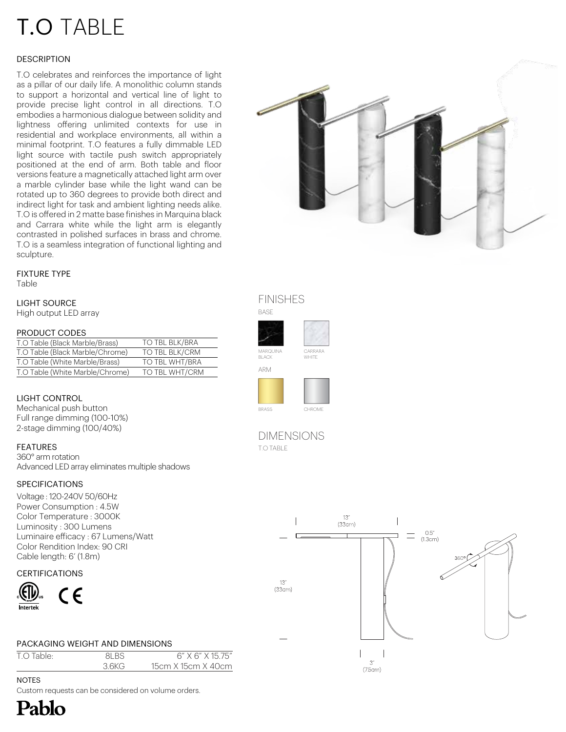# T.O TABLE

## DESCRIPTION

T.O celebrates and reinforces the importance of light as a pillar of our daily life. A monolithic column stands to support a horizontal and vertical line of light to provide precise light control in all directions. T.O embodies a harmonious dialogue between solidity and lightness offering unlimited contexts for use in residential and workplace environments, all within a minimal footprint. T.O features a fully dimmable LED light source with tactile push switch appropriately positioned at the end of arm. Both table and floor versions feature a magnetically attached light arm over a marble cylinder base while the light wand can be rotated up to 360 degrees to provide both direct and indirect light for task and ambient lighting needs alike. T.O is offered in 2 matte base finishes in Marquina black and Carrara white while the light arm is elegantly contrasted in polished surfaces in brass and chrome. T.O is a seamless integration of functional lighting and sculpture.

## FIXTURE TYPE

Table

## LIGHT SOURCE

High output LED array

## PRODUCT CODES

| | |
|---|---|
| T.O Table (Black Marble/Brass) | TO TBL BLK/BRA |
| T.O Table (Black Marble/Chrome) | TO TBL BLK/CRM |
| T.O Table (White Marble/Brass) | TO TBL WHT/BRA |
| T.O Table (White Marble/Chrome) | TO TBL WHT/CRM |

## LIGHT CONTROL

Mechanical push button
Full range dimming (100-10%)
2-stage dimming (100/40%)

## FEATURES

360° arm rotation
Advanced LED array eliminates multiple shadows

## SPECIFICATIONS

Voltage : 120-240V 50/60Hz
Power Consumption : 4.5W
Color Temperature : 3000K
Luminosity : 300 Lumens
Luminaire efficacy : 67 Lumens/Watt
Color Rendition Index: 90 CRI
Cable length: 6' (1.8m)

## CERTIFICATIONS

## PACKAGING WEIGHT AND DIMENSIONS

| | | |
|---|---|---|
| T.O Table: | 8LBS | 6" X 6" X 15.75" |
| | 3.6KG | 15cm X 15cm X 40cm |

## NOTES

Custom requests can be considered on volume orders.

## FINISHES

BASE

MARQUINA BLACK    CARRARA WHITE

ARM

BRASS    CHROME

## DIMENSIONS

T.O TABLE

13" (33cm)

0.5" (1.3cm)

360°

13" (33cm)

3" (7.5cm)

Pablo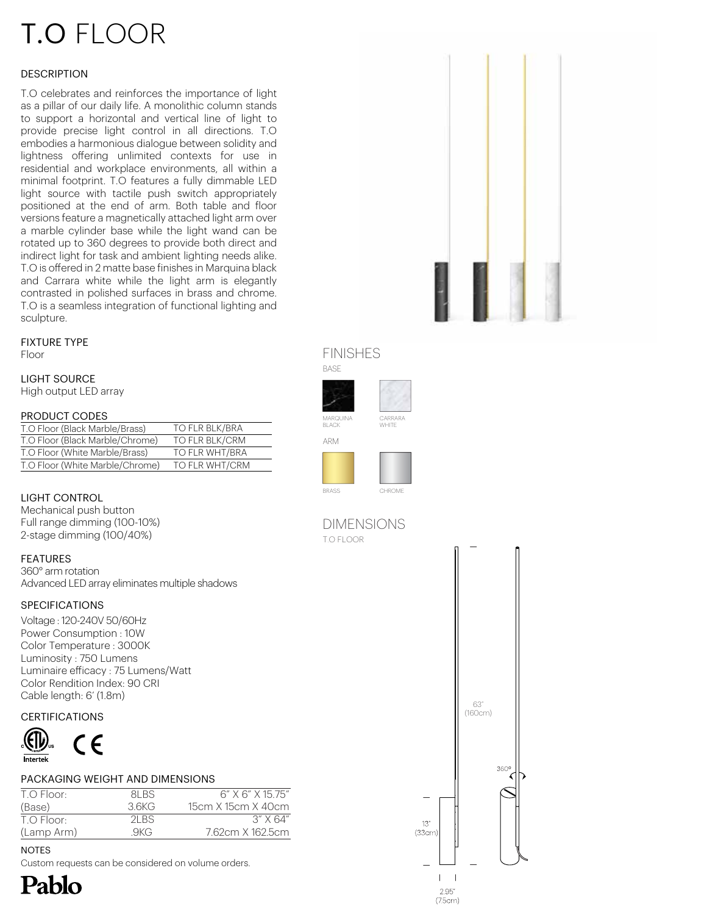# T.O FLOOR

## DESCRIPTION

T.O celebrates and reinforces the importance of light as a pillar of our daily life. A monolithic column stands to support a horizontal and vertical line of light to provide precise light control in all directions. T.O embodies a harmonious dialogue between solidity and lightness offering unlimited contexts for use in residential and workplace environments, all within a minimal footprint. T.O features a fully dimmable LED light source with tactile push switch appropriately positioned at the end of arm. Both table and floor versions feature a magnetically attached light arm over a marble cylinder base while the light wand can be rotated up to 360 degrees to provide both direct and indirect light for task and ambient lighting needs alike. T.O is offered in 2 matte base finishes in Marquina black and Carrara white while the light arm is elegantly contrasted in polished surfaces in brass and chrome. T.O is a seamless integration of functional lighting and sculpture.

## FIXTURE TYPE

Floor

## LIGHT SOURCE

High output LED array

## PRODUCT CODES

| | |
|---|---|
| T.O Floor (Black Marble/Brass) | TO FLR BLK/BRA |
| T.O Floor (Black Marble/Chrome) | TO FLR BLK/CRM |
| T.O Floor (White Marble/Brass) | TO FLR WHT/BRA |
| T.O Floor (White Marble/Chrome) | TO FLR WHT/CRM |

## LIGHT CONTROL

Mechanical push button
Full range dimming (100-10%)
2-stage dimming (100/40%)

## FEATURES

360° arm rotation
Advanced LED array eliminates multiple shadows

## SPECIFICATIONS

Voltage : 120-240V 50/60Hz
Power Consumption : 10W
Color Temperature : 3000K
Luminosity : 750 Lumens
Luminaire efficacy : 75 Lumens/Watt
Color Rendition Index: 90 CRI
Cable length: 6' (1.8m)

## CERTIFICATIONS

Intertek

## PACKAGING WEIGHT AND DIMENSIONS

| | | |
|---|---|---|
| T.O Floor: | 8LBS | 6" X 6" X 15.75" |
| (Base) | 3.6KG | 15cm X 15cm X 40cm |
| T.O Floor: | 2LBS | 3" X 64" |
| (Lamp Arm) | .9KG | 7.62cm X 162.5cm |

## NOTES

Custom requests can be considered on volume orders.

Pablo

## FINISHES

BASE

MARQUINA BLACK
CARRARA WHITE

ARM

BRASS
CHROME

## DIMENSIONS

T.O FLOOR

63"
(160cm)

360°

13"
(33cm)

2.95"
(7.5cm)